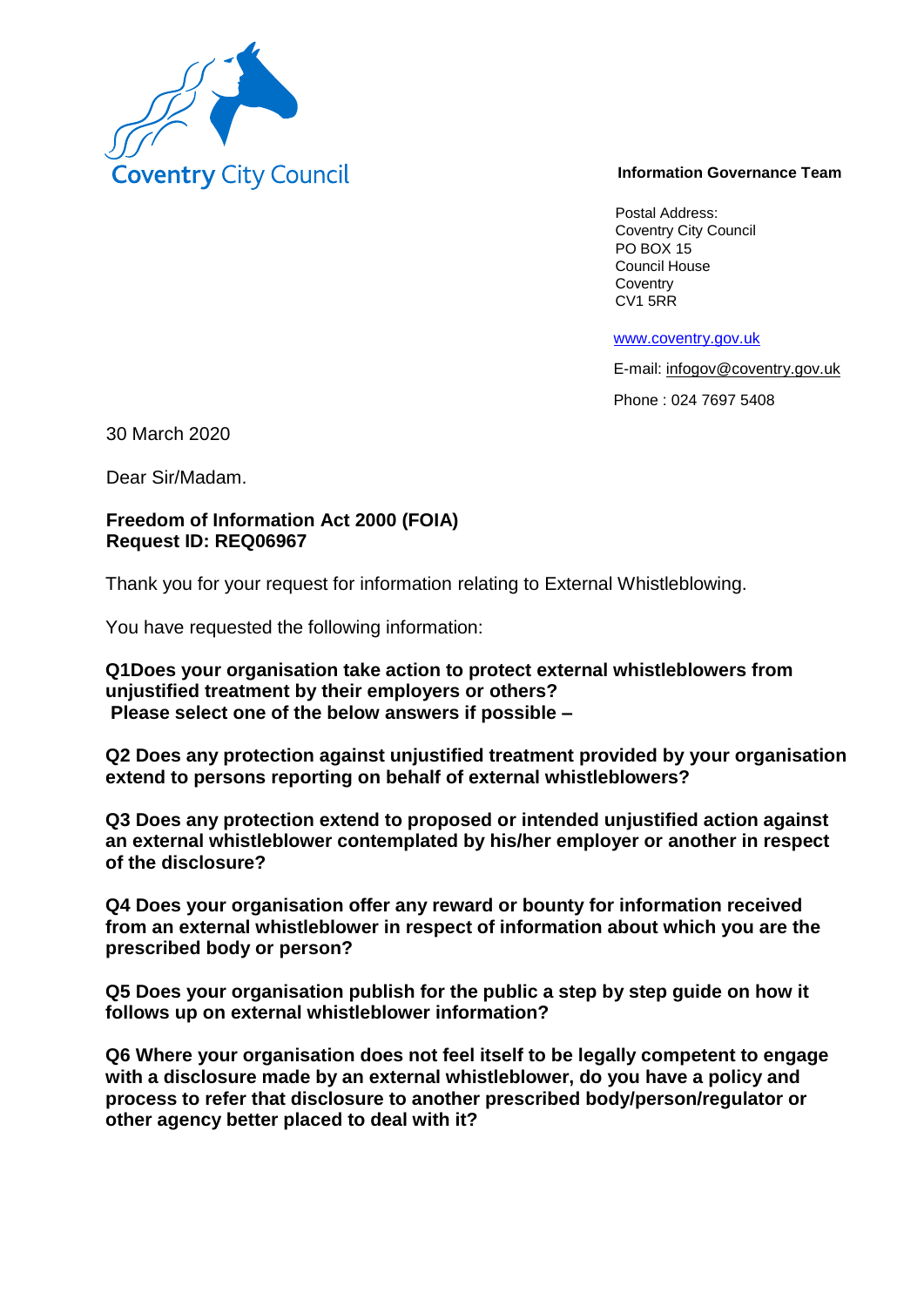Coventry City Council

**Information Governance Team**

Postal Address:
Coventry City Council
PO BOX 15
Council House
Coventry
CV1 5RR

www.coventry.gov.uk

E-mail: infogov@coventry.gov.uk

Phone : 024 7697 5408

30 March 2020

Dear Sir/Madam.

**Freedom of Information Act 2000 (FOIA)**
**Request ID: REQ06967**

Thank you for your request for information relating to External Whistleblowing.

You have requested the following information:

**Q1Does your organisation take action to protect external whistleblowers from unjustified treatment by their employers or others?**
**Please select one of the below answers if possible –**

**Q2 Does any protection against unjustified treatment provided by your organisation extend to persons reporting on behalf of external whistleblowers?**

**Q3 Does any protection extend to proposed or intended unjustified action against an external whistleblower contemplated by his/her employer or another in respect of the disclosure?**

**Q4 Does your organisation offer any reward or bounty for information received from an external whistleblower in respect of information about which you are the prescribed body or person?**

**Q5 Does your organisation publish for the public a step by step guide on how it follows up on external whistleblower information?**

**Q6 Where your organisation does not feel itself to be legally competent to engage with a disclosure made by an external whistleblower, do you have a policy and process to refer that disclosure to another prescribed body/person/regulator or other agency better placed to deal with it?**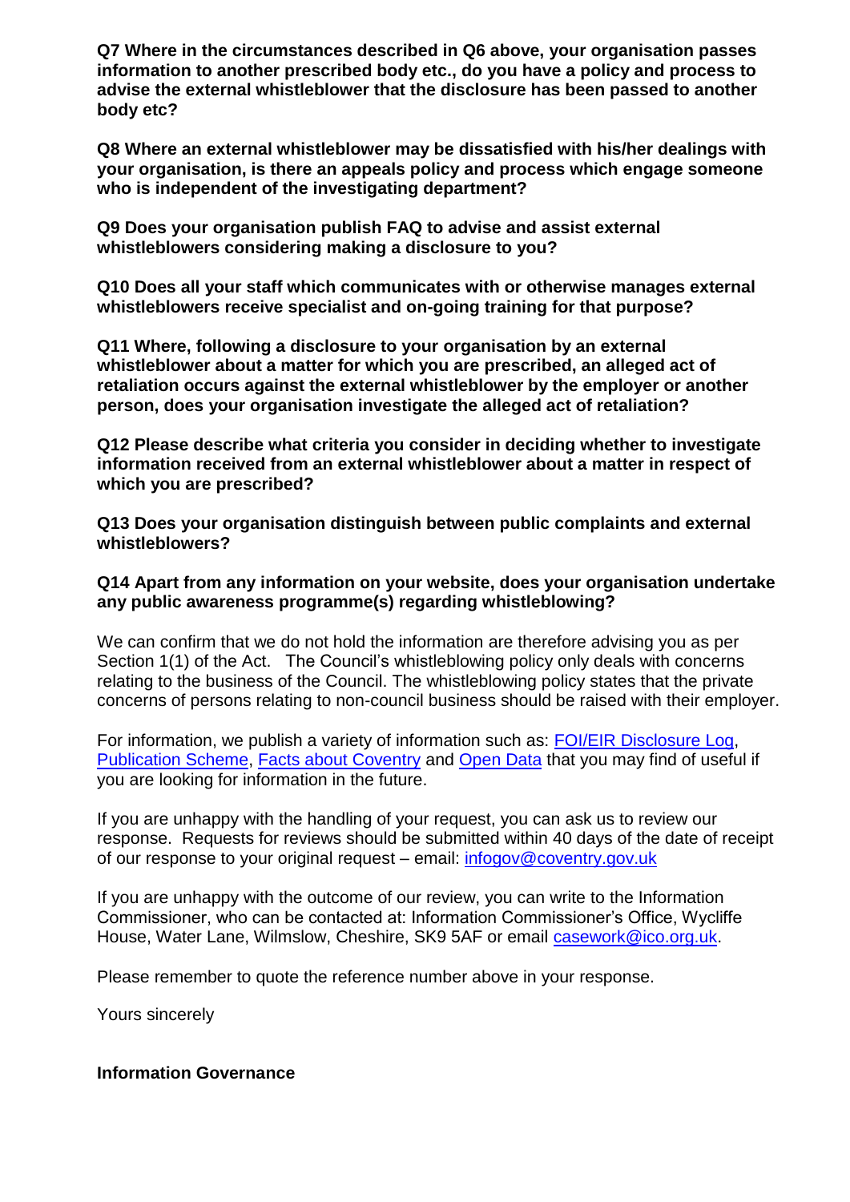**Q7 Where in the circumstances described in Q6 above, your organisation passes information to another prescribed body etc., do you have a policy and process to advise the external whistleblower that the disclosure has been passed to another body etc?**

**Q8 Where an external whistleblower may be dissatisfied with his/her dealings with your organisation, is there an appeals policy and process which engage someone who is independent of the investigating department?**

**Q9 Does your organisation publish FAQ to advise and assist external whistleblowers considering making a disclosure to you?**

**Q10 Does all your staff which communicates with or otherwise manages external whistleblowers receive specialist and on-going training for that purpose?**

**Q11 Where, following a disclosure to your organisation by an external whistleblower about a matter for which you are prescribed, an alleged act of retaliation occurs against the external whistleblower by the employer or another person, does your organisation investigate the alleged act of retaliation?**

**Q12 Please describe what criteria you consider in deciding whether to investigate information received from an external whistleblower about a matter in respect of which you are prescribed?**

**Q13 Does your organisation distinguish between public complaints and external whistleblowers?**

**Q14 Apart from any information on your website, does your organisation undertake any public awareness programme(s) regarding whistleblowing?**

We can confirm that we do not hold the information are therefore advising you as per Section 1(1) of the Act. The Council's whistleblowing policy only deals with concerns relating to the business of the Council. The whistleblowing policy states that the private concerns of persons relating to non-council business should be raised with their employer.

For information, we publish a variety of information such as: [FOI/EIR Disclosure Log](), [Publication Scheme](), [Facts about Coventry]() and [Open Data]() that you may find of useful if you are looking for information in the future.

If you are unhappy with the handling of your request, you can ask us to review our response. Requests for reviews should be submitted within 40 days of the date of receipt of our response to your original request – email: infogov@coventry.gov.uk

If you are unhappy with the outcome of our review, you can write to the Information Commissioner, who can be contacted at: Information Commissioner's Office, Wycliffe House, Water Lane, Wilmslow, Cheshire, SK9 5AF or email casework@ico.org.uk.

Please remember to quote the reference number above in your response.

Yours sincerely

**Information Governance**